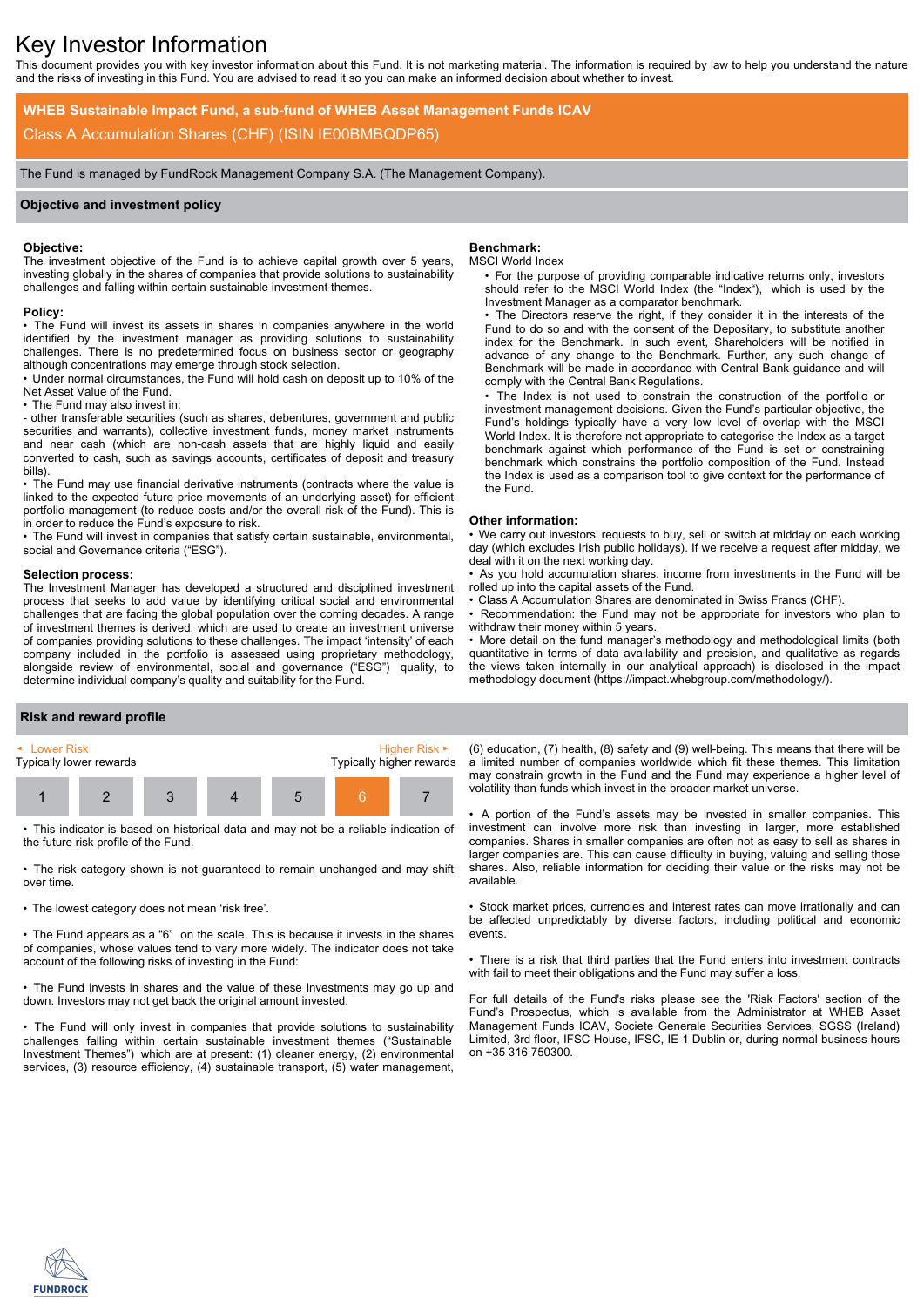# Key Investor Information

This document provides you with key investor information about this Fund. It is not marketing material. The information is required by law to help you understand the nature and the risks of investing in this Fund. You are advised to read it so you can make an informed decision about whether to invest.

**WHEB Sustainable Impact Fund, a sub-fund of WHEB Asset Management Funds ICAV**

Class A Accumulation Shares (CHF) (ISIN IE00BMBQDP65)

The Fund is managed by FundRock Management Company S.A. (The Management Company).

## Objective and investment policy

**Objective:**

The investment objective of the Fund is to achieve capital growth over 5 years, investing globally in the shares of companies that provide solutions to sustainability challenges and falling within certain sustainable investment themes.

**Policy:**

- The Fund will invest its assets in shares in companies anywhere in the world identified by the investment manager as providing solutions to sustainability challenges. There is no predetermined focus on business sector or geography although concentrations may emerge through stock selection.
- Under normal circumstances, the Fund will hold cash on deposit up to 10% of the Net Asset Value of the Fund.
- The Fund may also invest in:

- other transferable securities (such as shares, debentures, government and public securities and warrants), collective investment funds, money market instruments and near cash (which are non-cash assets that are highly liquid and easily converted to cash, such as savings accounts, certificates of deposit and treasury bills).

- The Fund may use financial derivative instruments (contracts where the value is linked to the expected future price movements of an underlying asset) for efficient portfolio management (to reduce costs and/or the overall risk of the Fund). This is in order to reduce the Fund's exposure to risk.
- The Fund will invest in companies that satisfy certain sustainable, environmental, social and Governance criteria ("ESG").

**Selection process:**

The Investment Manager has developed a structured and disciplined investment process that seeks to add value by identifying critical social and environmental challenges that are facing the global population over the coming decades. A range of investment themes is derived, which are used to create an investment universe of companies providing solutions to these challenges. The impact 'intensity' of each company included in the portfolio is assessed using proprietary methodology, alongside review of environmental, social and governance ("ESG") quality, to determine individual company's quality and suitability for the Fund.

**Benchmark:**

MSCI World Index

- For the purpose of providing comparable indicative returns only, investors should refer to the MSCI World Index (the "Index"), which is used by the Investment Manager as a comparator benchmark.
- The Directors reserve the right, if they consider it in the interests of the Fund to do so and with the consent of the Depositary, to substitute another index for the Benchmark. In such event, Shareholders will be notified in advance of any change to the Benchmark. Further, any such change of Benchmark will be made in accordance with Central Bank guidance and will comply with the Central Bank Regulations.
- The Index is not used to constrain the construction of the portfolio or investment management decisions. Given the Fund's particular objective, the Fund's holdings typically have a very low level of overlap with the MSCI World Index. It is therefore not appropriate to categorise the Index as a target benchmark against which performance of the Fund is set or constraining benchmark which constrains the portfolio composition of the Fund. Instead the Index is used as a comparison tool to give context for the performance of the Fund.

**Other information:**

- We carry out investors' requests to buy, sell or switch at midday on each working day (which excludes Irish public holidays). If we receive a request after midday, we deal with it on the next working day.
- As you hold accumulation shares, income from investments in the Fund will be rolled up into the capital assets of the Fund.
- Class A Accumulation Shares are denominated in Swiss Francs (CHF).
- Recommendation: the Fund may not be appropriate for investors who plan to withdraw their money within 5 years.
- More detail on the fund manager's methodology and methodological limits (both quantitative in terms of data availability and precision, and qualitative as regards the views taken internally in our analytical approach) is disclosed in the impact methodology document (https://impact.whebgroup.com/methodology/).

## Risk and reward profile

| Lower Risk | | | | | | Higher Risk |
|---|---|---|---|---|---|---|
| Typically lower rewards | | | | | | Typically higher rewards |
| 1 | 2 | 3 | 4 | 5 | **6** | 7 |

- This indicator is based on historical data and may not be a reliable indication of the future risk profile of the Fund.
- The risk category shown is not guaranteed to remain unchanged and may shift over time.
- The lowest category does not mean 'risk free'.
- The Fund appears as a "6" on the scale. This is because it invests in the shares of companies, whose values tend to vary more widely. The indicator does not take account of the following risks of investing in the Fund:
- The Fund invests in shares and the value of these investments may go up and down. Investors may not get back the original amount invested.
- The Fund will only invest in companies that provide solutions to sustainability challenges falling within certain sustainable investment themes ("Sustainable Investment Themes") which are at present: (1) cleaner energy, (2) environmental services, (3) resource efficiency, (4) sustainable transport, (5) water management, (6) education, (7) health, (8) safety and (9) well-being. This means that there will be a limited number of companies worldwide which fit these themes. This limitation may constrain growth in the Fund and the Fund may experience a higher level of volatility than funds which invest in the broader market universe.
- A portion of the Fund's assets may be invested in smaller companies. This investment can involve more risk than investing in larger, more established companies. Shares in smaller companies are often not as easy to sell as shares in larger companies are. This can cause difficulty in buying, valuing and selling those shares. Also, reliable information for deciding their value or the risks may not be available.
- Stock market prices, currencies and interest rates can move irrationally and can be affected unpredictably by diverse factors, including political and economic events.
- There is a risk that third parties that the Fund enters into investment contracts with fail to meet their obligations and the Fund may suffer a loss.

For full details of the Fund's risks please see the 'Risk Factors' section of the Fund's Prospectus, which is available from the Administrator at WHEB Asset Management Funds ICAV, Societe Generale Securities Services, SGSS (Ireland) Limited, 3rd floor, IFSC House, IFSC, IE 1 Dublin or, during normal business hours on +35 316 750300.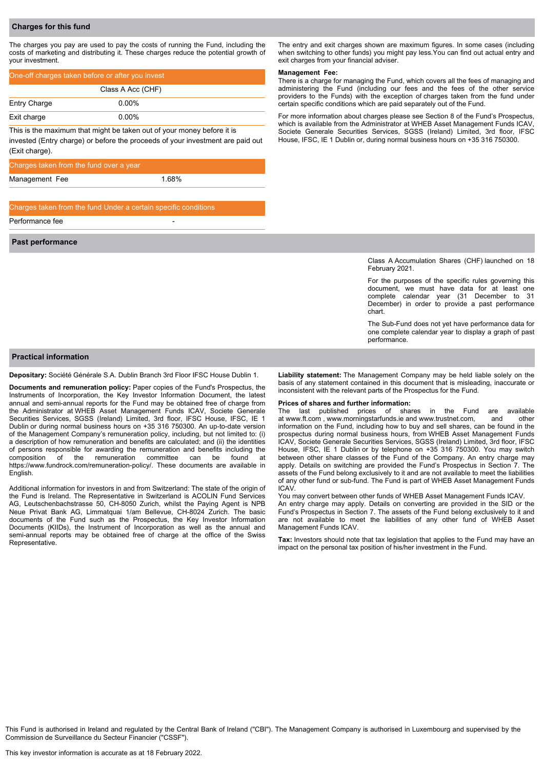## Charges for this fund

The charges you pay are used to pay the costs of running the Fund, including the costs of marketing and distributing it. These charges reduce the potential growth of your investment.

| One-off charges taken before or after you invest | |
|---|---|
| | Class A Acc (CHF) |
| Entry Charge | 0.00% |
| Exit charge | 0.00% |

This is the maximum that might be taken out of your money before it is invested (Entry charge) or before the proceeds of your investment are paid out (Exit charge).

| Charges taken from the fund over a year | |
|---|---|
| Management Fee | 1.68% |

| Charges taken from the fund Under a certain specific conditions | |
|---|---|
| Performance fee | - |

The entry and exit charges shown are maximum figures. In some cases (including when switching to other funds) you might pay less.You can find out actual entry and exit charges from your financial adviser.

**Management Fee:**
There is a charge for managing the Fund, which covers all the fees of managing and administering the Fund (including our fees and the fees of the other service providers to the Funds) with the exception of charges taken from the fund under certain specific conditions which are paid separately out of the Fund.

For more information about charges please see Section 8 of the Fund's Prospectus, which is available from the Administrator at WHEB Asset Management Funds ICAV, Societe Generale Securities Services, SGSS (Ireland) Limited, 3rd floor, IFSC House, IFSC, IE 1 Dublin or, during normal business hours on +35 316 750300.

## Past performance

Class A Accumulation Shares (CHF) launched on 18 February 2021.

For the purposes of the specific rules governing this document, we must have data for at least one complete calendar year (31 December to 31 December) in order to provide a past performance chart.

The Sub-Fund does not yet have performance data for one complete calendar year to display a graph of past performance.

## Practical information

**Depositary:** Société Générale S.A. Dublin Branch 3rd Floor IFSC House Dublin 1.

**Documents and remuneration policy:** Paper copies of the Fund's Prospectus, the Instruments of Incorporation, the Key Investor Information Document, the latest annual and semi-annual reports for the Fund may be obtained free of charge from the Administrator at WHEB Asset Management Funds ICAV, Societe Generale Securities Services, SGSS (Ireland) Limited, 3rd floor, IFSC House, IFSC, IE 1 Dublin or during normal business hours on +35 316 750300. An up-to-date version of the Management Company's remuneration policy, including, but not limited to: (i) a description of how remuneration and benefits are calculated; and (ii) the identities of persons responsible for awarding the remuneration and benefits including the composition of the remuneration committee can be found at https://www.fundrock.com/remuneration-policy/. These documents are available in English.

Additional information for investors in and from Switzerland: The state of the origin of the Fund is Ireland. The Representative in Switzerland is ACOLIN Fund Services AG, Leutschenbachstrasse 50, CH-8050 Zurich, whilst the Paying Agent is NPB Neue Privat Bank AG, Limmatquai 1/am Bellevue, CH-8024 Zurich. The basic documents of the Fund such as the Prospectus, the Key Investor Information Documents (KIIDs), the Instrument of Incorporation as well as the annual and semi-annual reports may be obtained free of charge at the office of the Swiss Representative.

**Liability statement:** The Management Company may be held liable solely on the basis of any statement contained in this document that is misleading, inaccurate or inconsistent with the relevant parts of the Prospectus for the Fund.

**Prices of shares and further information:**
The last published prices of shares in the Fund are available at www.ft.com , www.morningstarfunds.ie and www.trustnet.com, and other information on the Fund, including how to buy and sell shares, can be found in the prospectus during normal business hours, from WHEB Asset Management Funds ICAV, Societe Generale Securities Services, SGSS (Ireland) Limited, 3rd floor, IFSC House, IFSC, IE 1 Dublin or by telephone on +35 316 750300. You may switch between other share classes of the Fund of the Company. An entry charge may apply. Details on switching are provided the Fund's Prospectus in Section 7. The assets of the Fund belong exclusively to it and are not available to meet the liabilities of any other fund or sub-fund. The Fund is part of WHEB Asset Management Funds ICAV.
You may convert between other funds of WHEB Asset Management Funds ICAV.
An entry charge may apply. Details on converting are provided in the SID or the Fund's Prospectus in Section 7. The assets of the Fund belong exclusively to it and are not available to meet the liabilities of any other fund of WHEB Asset Management Funds ICAV.

**Tax:** Investors should note that tax legislation that applies to the Fund may have an impact on the personal tax position of his/her investment in the Fund.

This Fund is authorised in Ireland and regulated by the Central Bank of Ireland ("CBI"). The Management Company is authorised in Luxembourg and supervised by the Commission de Surveillance du Secteur Financier ("CSSF").

This key investor information is accurate as at 18 February 2022.